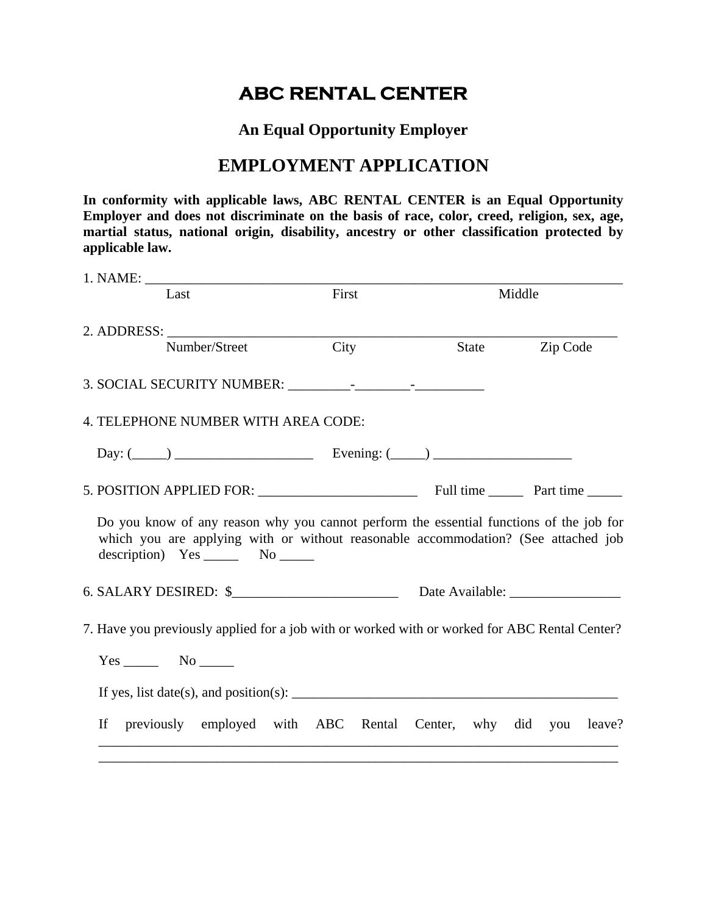# ABC RENTAL CENTER

## An Equal Opportunity Employer

## EMPLOYMENT APPLICATION

**In conformity with applicable laws, ABC RENTAL CENTER is an Equal Opportunity Employer and does not discriminate on the basis of race, color, creed, religion, sex, age, martial status, national origin, disability, ancestry or other classification protected by applicable law.**

1. NAME: ______________________________________________________________________
   Last First Middle

2. ADDRESS: ____________________________________________________________________
   Number/Street City State Zip Code

3. SOCIAL SECURITY NUMBER: _________-________-__________

4. TELEPHONE NUMBER WITH AREA CODE:

   Day: (_____) ____________________ Evening: (_____) ____________________

5. POSITION APPLIED FOR: _______________________ Full time _____ Part time _____

   Do you know of any reason why you cannot perform the essential functions of the job for which you are applying with or without reasonable accommodation? (See attached job description) Yes _____ No _____

6. SALARY DESIRED: $________________________ Date Available: ________________

7. Have you previously applied for a job with or worked with or worked for ABC Rental Center?

   Yes _____ No _____

   If yes, list date(s), and position(s): _________________________________________________

   If previously employed with ABC Rental Center, why did you leave?
   ____________________________________________________________________________
   ____________________________________________________________________________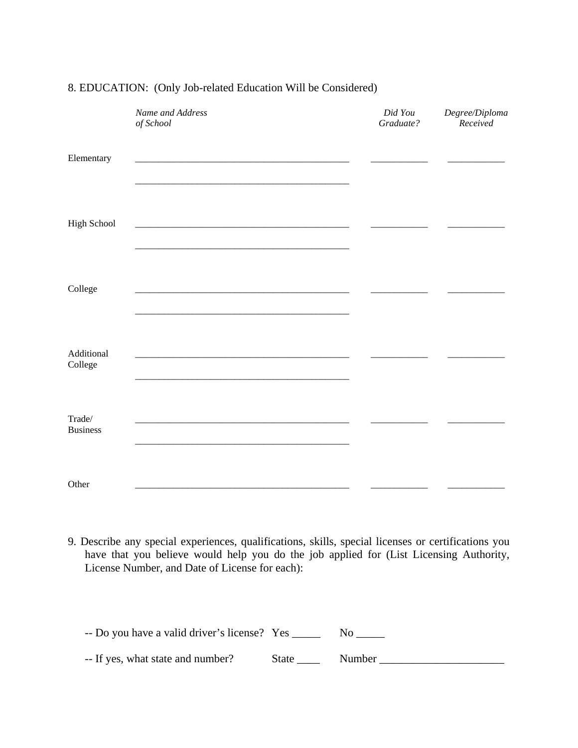8. EDUCATION: (Only Job-related Education Will be Considered)

| | *Name and Address of School* | *Did You Graduate?* | *Degree/Diploma Received* |
|---|---|---|---|
| Elementary | ___________________________________________ ___________________________________________ | ___________ | ___________ |
| High School | ___________________________________________ ___________________________________________ | ___________ | ___________ |
| College | ___________________________________________ ___________________________________________ | ___________ | ___________ |
| Additional College | ___________________________________________ ___________________________________________ | ___________ | ___________ |
| Trade/ Business | ___________________________________________ ___________________________________________ | ___________ | ___________ |
| Other | ___________________________________________ | ___________ | ___________ |

9. Describe any special experiences, qualifications, skills, special licenses or certifications you have that you believe would help you do the job applied for (List Licensing Authority, License Number, and Date of License for each):

-- Do you have a valid driver's license? Yes _____ No _____

-- If yes, what state and number? State ____ Number _____________________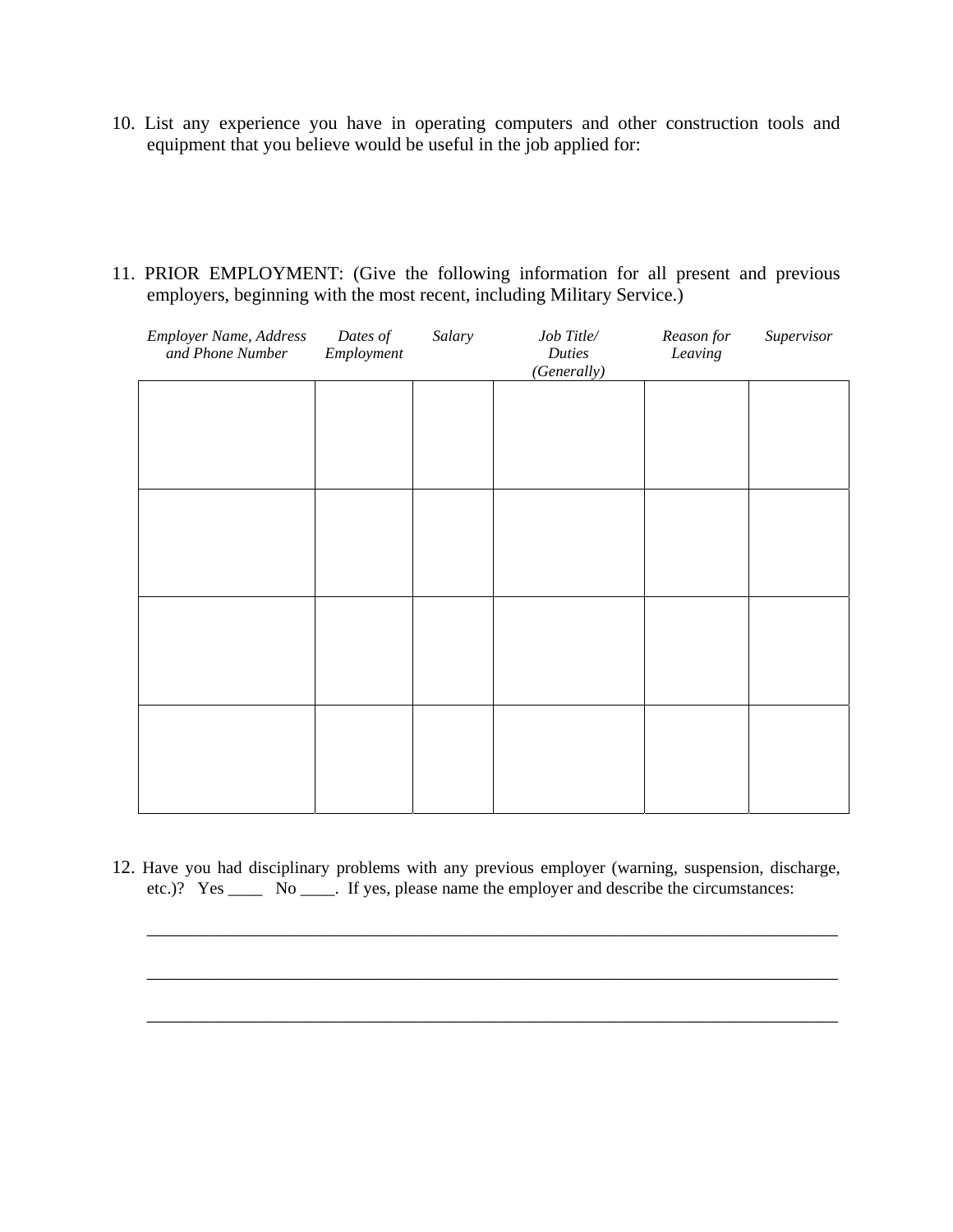10. List any experience you have in operating computers and other construction tools and equipment that you believe would be useful in the job applied for:

11. PRIOR EMPLOYMENT: (Give the following information for all present and previous employers, beginning with the most recent, including Military Service.)

| *Employer Name, Address and Phone Number* | *Dates of Employment* | *Salary* | *Job Title/ Duties (Generally)* | *Reason for Leaving* | *Supervisor* |
|---|---|---|---|---|---|
| | | | | | |
| | | | | | |
| | | | | | |
| | | | | | |

12. Have you had disciplinary problems with any previous employer (warning, suspension, discharge, etc.)? Yes ____ No ____. If yes, please name the employer and describe the circumstances:

_______________________________________________________________________________

_______________________________________________________________________________

_______________________________________________________________________________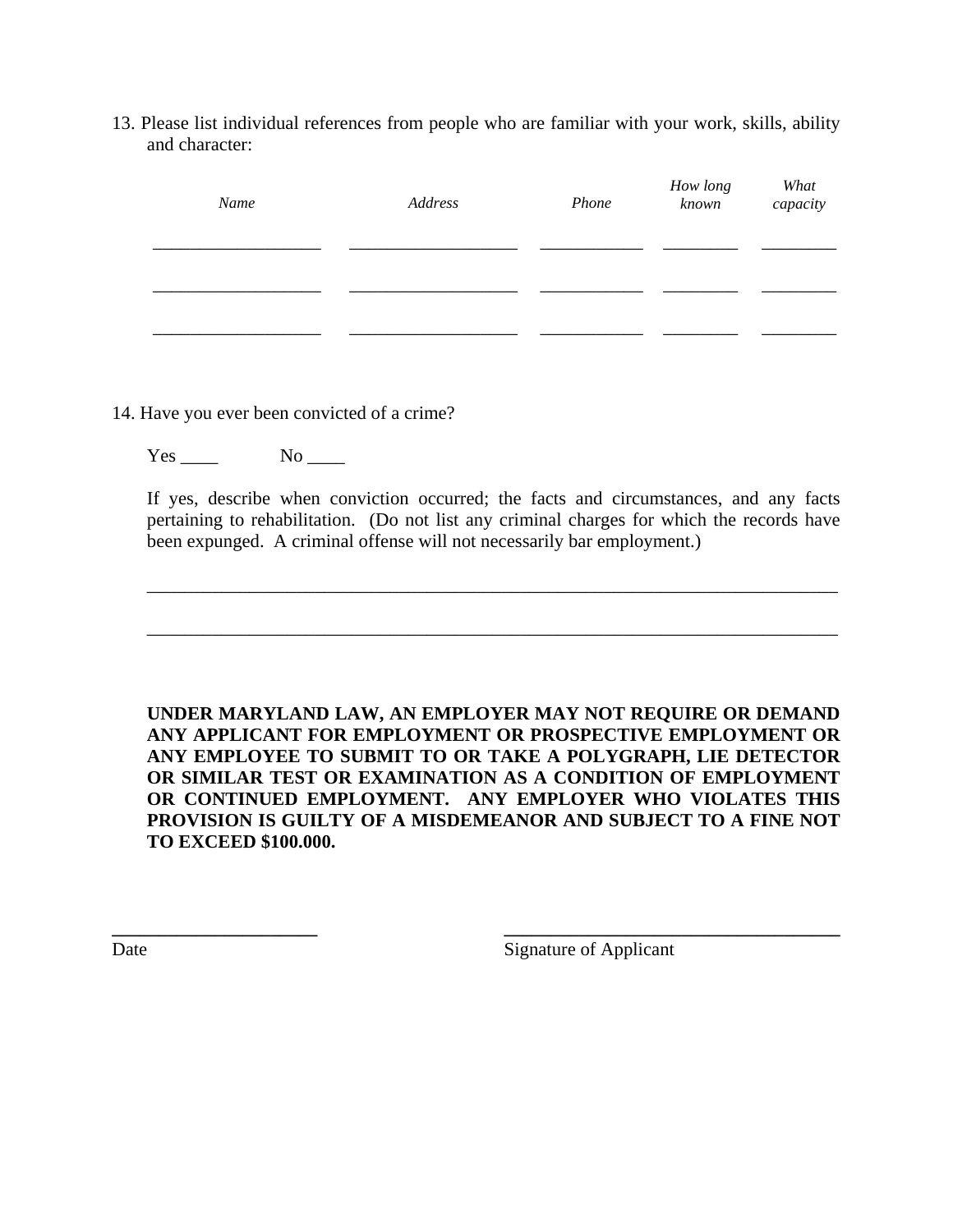13. Please list individual references from people who are familiar with your work, skills, ability and character:

| *Name* | *Address* | *Phone* | *How long known* | *What capacity* |
|---|---|---|---|---|
| ___________________ | ___________________ | ____________ | _________ | _________ |
| ___________________ | ___________________ | ____________ | _________ | _________ |
| ___________________ | ___________________ | ____________ | _________ | _________ |

14. Have you ever been convicted of a crime?

Yes ____     No ____

If yes, describe when conviction occurred; the facts and circumstances, and any facts pertaining to rehabilitation. (Do not list any criminal charges for which the records have been expunged. A criminal offense will not necessarily bar employment.)

_______________________________________________________________________________

_______________________________________________________________________________

**UNDER MARYLAND LAW, AN EMPLOYER MAY NOT REQUIRE OR DEMAND ANY APPLICANT FOR EMPLOYMENT OR PROSPECTIVE EMPLOYMENT OR ANY EMPLOYEE TO SUBMIT TO OR TAKE A POLYGRAPH, LIE DETECTOR OR SIMILAR TEST OR EXAMINATION AS A CONDITION OF EMPLOYMENT OR CONTINUED EMPLOYMENT. ANY EMPLOYER WHO VIOLATES THIS PROVISION IS GUILTY OF A MISDEMEANOR AND SUBJECT TO A FINE NOT TO EXCEED $100.000.**

______________________          ____________________________________

Date                                                  Signature of Applicant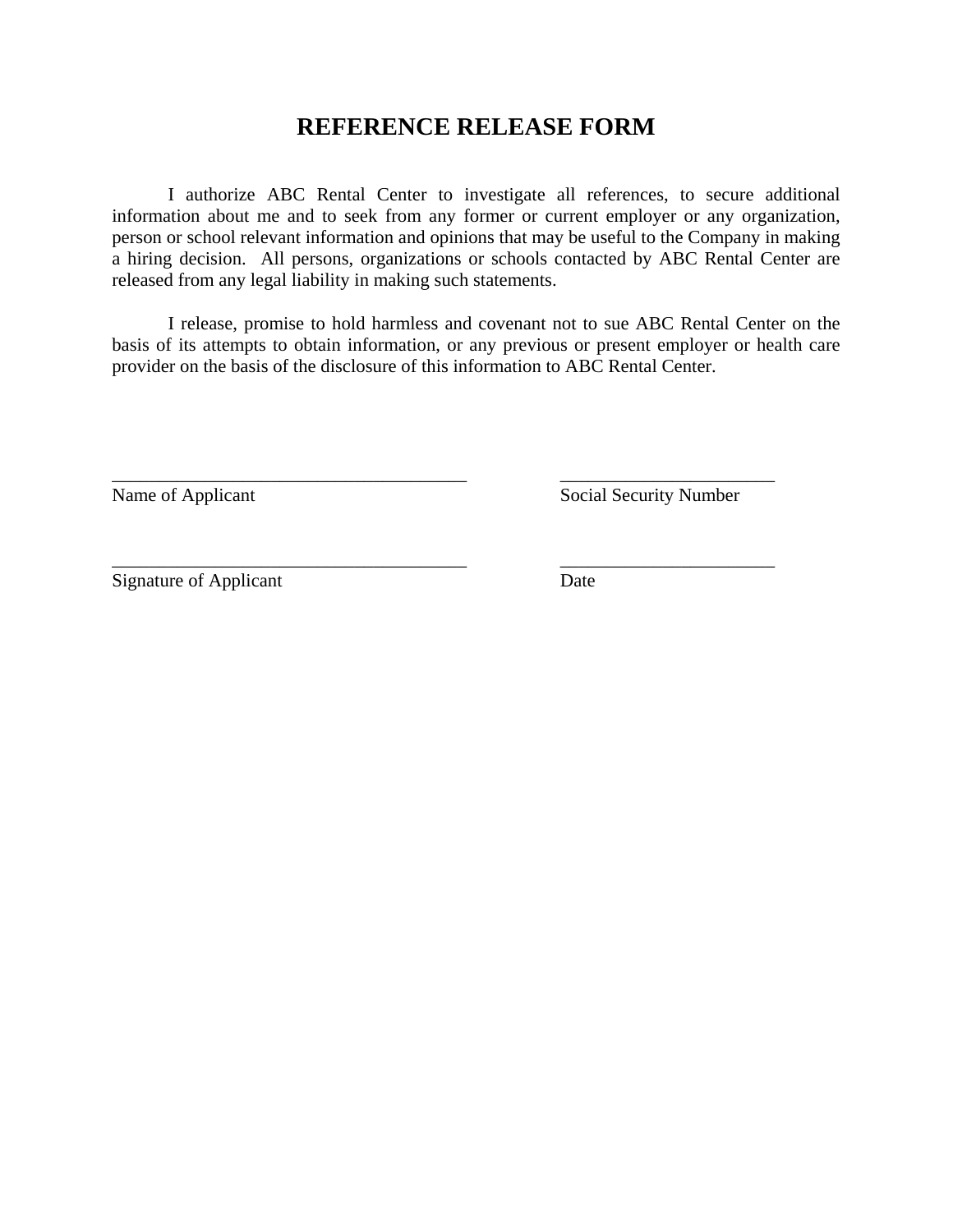# REFERENCE RELEASE FORM

I authorize ABC Rental Center to investigate all references, to secure additional information about me and to seek from any former or current employer or any organization, person or school relevant information and opinions that may be useful to the Company in making a hiring decision. All persons, organizations or schools contacted by ABC Rental Center are released from any legal liability in making such statements.

I release, promise to hold harmless and covenant not to sue ABC Rental Center on the basis of its attempts to obtain information, or any previous or present employer or health care provider on the basis of the disclosure of this information to ABC Rental Center.

| | |
|---|---|
| _______________________________________ | _______________________ |
| Name of Applicant | Social Security Number |
| _______________________________________ | _______________________ |
| Signature of Applicant | Date |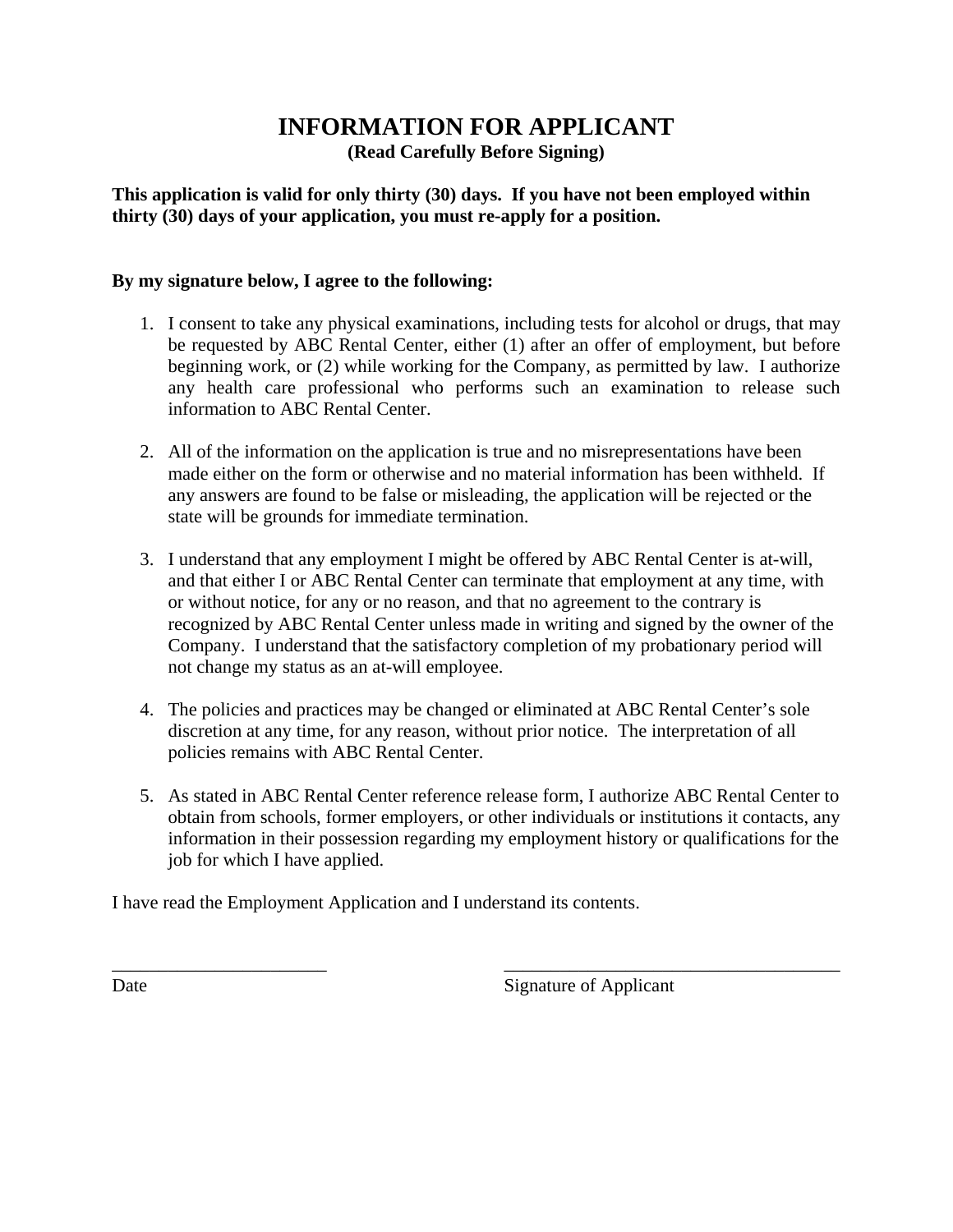# INFORMATION FOR APPLICANT

**(Read Carefully Before Signing)**

**This application is valid for only thirty (30) days. If you have not been employed within thirty (30) days of your application, you must re-apply for a position.**

**By my signature below, I agree to the following:**

1. I consent to take any physical examinations, including tests for alcohol or drugs, that may be requested by ABC Rental Center, either (1) after an offer of employment, but before beginning work, or (2) while working for the Company, as permitted by law. I authorize any health care professional who performs such an examination to release such information to ABC Rental Center.

2. All of the information on the application is true and no misrepresentations have been made either on the form or otherwise and no material information has been withheld. If any answers are found to be false or misleading, the application will be rejected or the state will be grounds for immediate termination.

3. I understand that any employment I might be offered by ABC Rental Center is at-will, and that either I or ABC Rental Center can terminate that employment at any time, with or without notice, for any or no reason, and that no agreement to the contrary is recognized by ABC Rental Center unless made in writing and signed by the owner of the Company. I understand that the satisfactory completion of my probationary period will not change my status as an at-will employee.

4. The policies and practices may be changed or eliminated at ABC Rental Center's sole discretion at any time, for any reason, without prior notice. The interpretation of all policies remains with ABC Rental Center.

5. As stated in ABC Rental Center reference release form, I authorize ABC Rental Center to obtain from schools, former employers, or other individuals or institutions it contacts, any information in their possession regarding my employment history or qualifications for the job for which I have applied.

I have read the Employment Application and I understand its contents.

_______________________ &nbsp;&nbsp;&nbsp;&nbsp;&nbsp;&nbsp;&nbsp;&nbsp;&nbsp;&nbsp; _____________________________________

Date &nbsp;&nbsp;&nbsp;&nbsp;&nbsp;&nbsp;&nbsp;&nbsp;&nbsp;&nbsp;&nbsp;&nbsp;&nbsp;&nbsp;&nbsp;&nbsp;&nbsp;&nbsp;&nbsp;&nbsp;&nbsp;&nbsp;&nbsp;&nbsp;&nbsp;&nbsp;&nbsp;&nbsp;&nbsp;&nbsp;&nbsp;&nbsp;&nbsp;&nbsp;&nbsp;&nbsp;&nbsp;&nbsp;&nbsp;&nbsp; Signature of Applicant